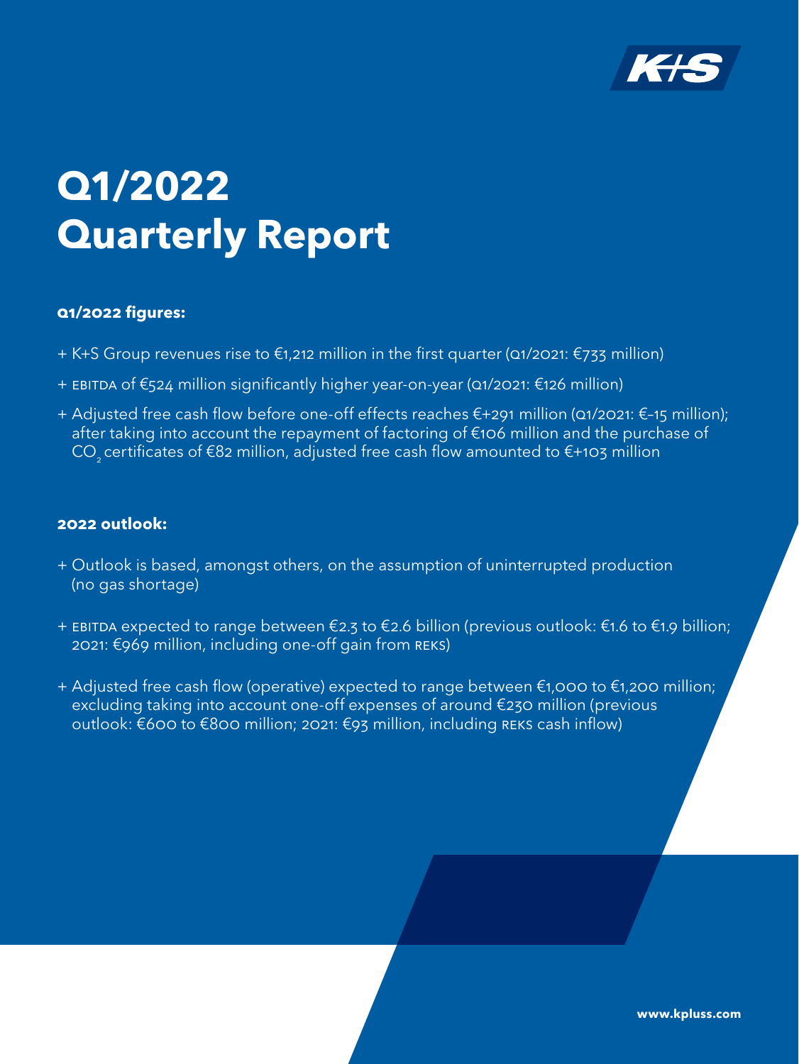K+S

# Q1/2022 Quarterly Report

**Q1/2022 figures:**

- K+S Group revenues rise to €1,212 million in the first quarter (Q1/2021: €733 million)
- EBITDA of €524 million significantly higher year-on-year (Q1/2021: €126 million)
- Adjusted free cash flow before one-off effects reaches €+291 million (Q1/2021: €–15 million); after taking into account the repayment of factoring of €106 million and the purchase of $CO_2$ certificates of €82 million, adjusted free cash flow amounted to €+103 million

**2022 outlook:**

- Outlook is based, amongst others, on the assumption of uninterrupted production (no gas shortage)
- EBITDA expected to range between €2.3 to €2.6 billion (previous outlook: €1.6 to €1.9 billion; 2021: €969 million, including one-off gain from REKS)
- Adjusted free cash flow (operative) expected to range between €1,000 to €1,200 million; excluding taking into account one-off expenses of around €230 million (previous outlook: €600 to €800 million; 2021: €93 million, including REKS cash inflow)

www.kpluss.com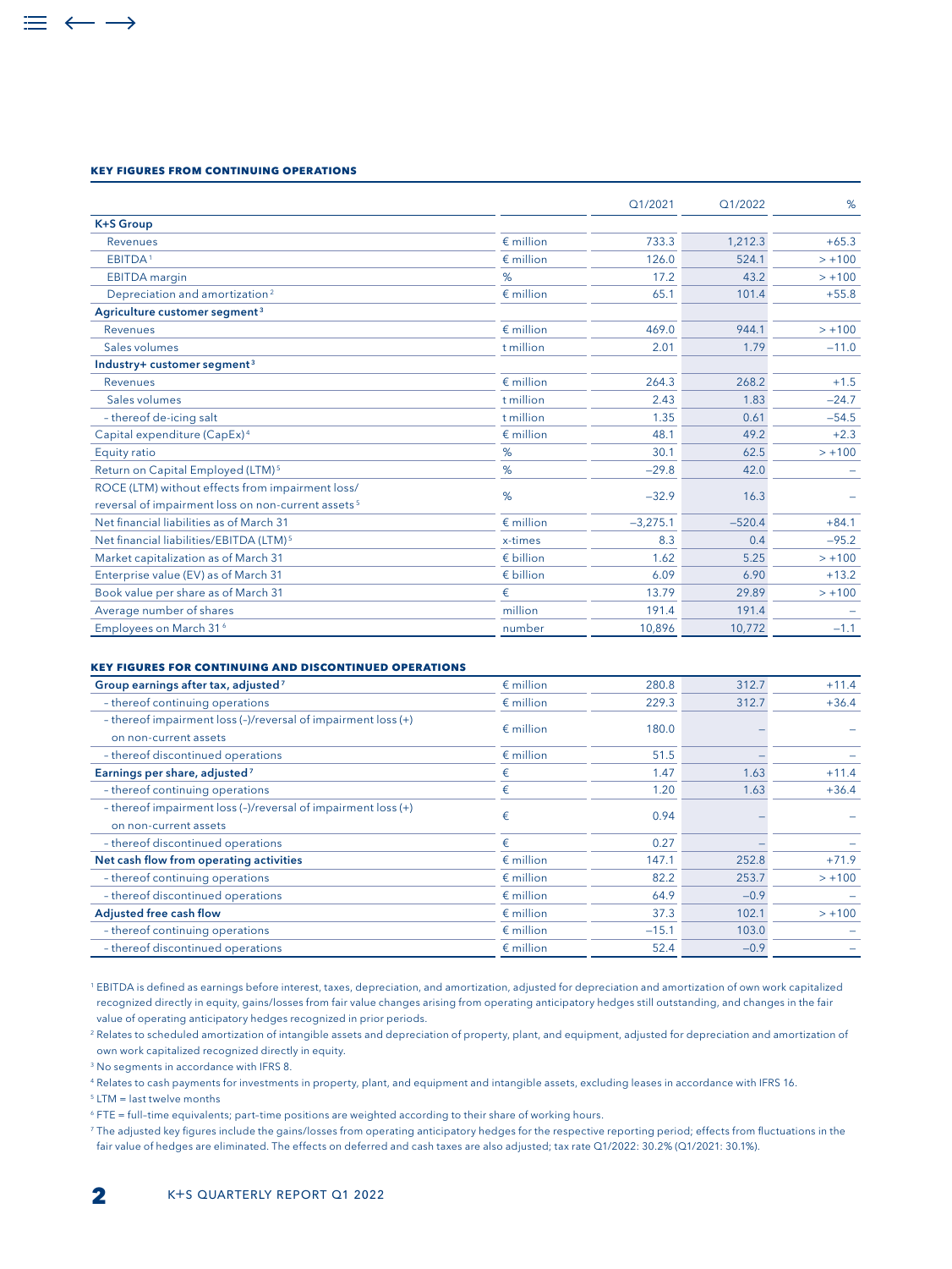#### KEY FIGURES FROM CONTINUING OPERATIONS

| | | Q1/2021 | Q1/2022 | % |
|---|---|---|---|---|
| **K+S Group** | | | | |
| Revenues | € million | 733.3 | 1,212.3 | +65.3 |
| EBITDA[1] | € million | 126.0 | 524.1 | > +100 |
| EBITDA margin | % | 17.2 | 43.2 | > +100 |
| Depreciation and amortization[2] | € million | 65.1 | 101.4 | +55.8 |
| **Agriculture customer segment[3]** | | | | |
| Revenues | € million | 469.0 | 944.1 | > +100 |
| Sales volumes | t million | 2.01 | 1.79 | –11.0 |
| **Industry+ customer segment[3]** | | | | |
| Revenues | € million | 264.3 | 268.2 | +1.5 |
| Sales volumes | t million | 2.43 | 1.83 | –24.7 |
| – thereof de-icing salt | t million | 1.35 | 0.61 | –54.5 |
| Capital expenditure (CapEx)[4] | € million | 48.1 | 49.2 | +2.3 |
| Equity ratio | % | 30.1 | 62.5 | > +100 |
| Return on Capital Employed (LTM)[5] | % | –29.8 | 42.0 | – |
| ROCE (LTM) without effects from impairment loss/ reversal of impairment loss on non-current assets[5] | % | –32.9 | 16.3 | – |
| Net financial liabilities as of March 31 | € million | –3,275.1 | –520.4 | +84.1 |
| Net financial liabilities/EBITDA (LTM)[5] | x-times | 8.3 | 0.4 | –95.2 |
| Market capitalization as of March 31 | € billion | 1.62 | 5.25 | > +100 |
| Enterprise value (EV) as of March 31 | € billion | 6.09 | 6.90 | +13.2 |
| Book value per share as of March 31 | € | 13.79 | 29.89 | > +100 |
| Average number of shares | million | 191.4 | 191.4 | – |
| Employees on March 31[6] | number | 10,896 | 10,772 | –1.1 |

#### KEY FIGURES FOR CONTINUING AND DISCONTINUED OPERATIONS

| | | Q1/2021 | Q1/2022 | % |
|---|---|---|---|---|
| **Group earnings after tax, adjusted[7]** | € million | 280.8 | 312.7 | +11.4 |
| – thereof continuing operations | € million | 229.3 | 312.7 | +36.4 |
| – thereof impairment loss (–)/reversal of impairment loss (+) on non-current assets | € million | 180.0 | – | – |
| – thereof discontinued operations | € million | 51.5 | – | – |
| **Earnings per share, adjusted[7]** | € | 1.47 | 1.63 | +11.4 |
| – thereof continuing operations | € | 1.20 | 1.63 | +36.4 |
| – thereof impairment loss (–)/reversal of impairment loss (+) on non-current assets | € | 0.94 | – | – |
| – thereof discontinued operations | € | 0.27 | – | – |
| **Net cash flow from operating activities** | € million | 147.1 | 252.8 | +71.9 |
| – thereof continuing operations | € million | 82.2 | 253.7 | > +100 |
| – thereof discontinued operations | € million | 64.9 | –0.9 | – |
| **Adjusted free cash flow** | € million | 37.3 | 102.1 | > +100 |
| – thereof continuing operations | € million | –15.1 | 103.0 | – |
| – thereof discontinued operations | € million | 52.4 | –0.9 | – |

[1] EBITDA is defined as earnings before interest, taxes, depreciation, and amortization, adjusted for depreciation and amortization of own work capitalized recognized directly in equity, gains/losses from fair value changes arising from operating anticipatory hedges still outstanding, and changes in the fair value of operating anticipatory hedges recognized in prior periods.

[2] Relates to scheduled amortization of intangible assets and depreciation of property, plant, and equipment, adjusted for depreciation and amortization of own work capitalized recognized directly in equity.

[3] No segments in accordance with IFRS 8.

[4] Relates to cash payments for investments in property, plant, and equipment and intangible assets, excluding leases in accordance with IFRS 16.

[5] LTM = last twelve months

[6] FTE = full-time equivalents; part-time positions are weighted according to their share of working hours.

[7] The adjusted key figures include the gains/losses from operating anticipatory hedges for the respective reporting period; effects from fluctuations in the fair value of hedges are eliminated. The effects on deferred and cash taxes are also adjusted; tax rate Q1/2022: 30.2% (Q1/2021: 30.1%).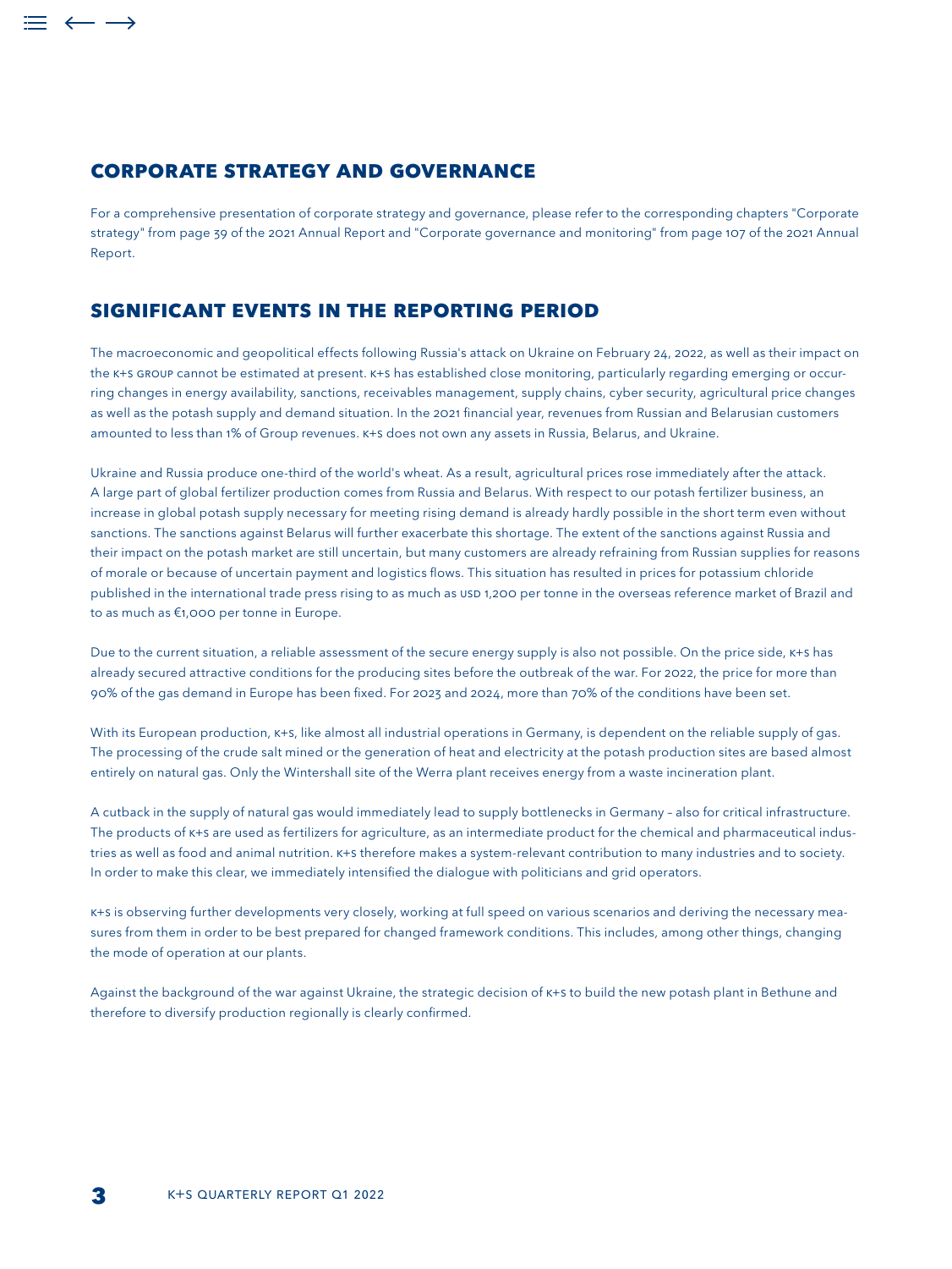## CORPORATE STRATEGY AND GOVERNANCE

For a comprehensive presentation of corporate strategy and governance, please refer to the corresponding chapters "Corporate strategy" from page 39 of the 2021 Annual Report and "Corporate governance and monitoring" from page 107 of the 2021 Annual Report.

## SIGNIFICANT EVENTS IN THE REPORTING PERIOD

The macroeconomic and geopolitical effects following Russia's attack on Ukraine on February 24, 2022, as well as their impact on the K+S GROUP cannot be estimated at present. K+S has established close monitoring, particularly regarding emerging or occurring changes in energy availability, sanctions, receivables management, supply chains, cyber security, agricultural price changes as well as the potash supply and demand situation. In the 2021 financial year, revenues from Russian and Belarusian customers amounted to less than 1% of Group revenues. K+S does not own any assets in Russia, Belarus, and Ukraine.

Ukraine and Russia produce one-third of the world's wheat. As a result, agricultural prices rose immediately after the attack. A large part of global fertilizer production comes from Russia and Belarus. With respect to our potash fertilizer business, an increase in global potash supply necessary for meeting rising demand is already hardly possible in the short term even without sanctions. The sanctions against Belarus will further exacerbate this shortage. The extent of the sanctions against Russia and their impact on the potash market are still uncertain, but many customers are already refraining from Russian supplies for reasons of morale or because of uncertain payment and logistics flows. This situation has resulted in prices for potassium chloride published in the international trade press rising to as much as USD 1,200 per tonne in the overseas reference market of Brazil and to as much as €1,000 per tonne in Europe.

Due to the current situation, a reliable assessment of the secure energy supply is also not possible. On the price side, K+S has already secured attractive conditions for the producing sites before the outbreak of the war. For 2022, the price for more than 90% of the gas demand in Europe has been fixed. For 2023 and 2024, more than 70% of the conditions have been set.

With its European production, K+S, like almost all industrial operations in Germany, is dependent on the reliable supply of gas. The processing of the crude salt mined or the generation of heat and electricity at the potash production sites are based almost entirely on natural gas. Only the Wintershall site of the Werra plant receives energy from a waste incineration plant.

A cutback in the supply of natural gas would immediately lead to supply bottlenecks in Germany – also for critical infrastructure. The products of K+S are used as fertilizers for agriculture, as an intermediate product for the chemical and pharmaceutical industries as well as food and animal nutrition. K+S therefore makes a system-relevant contribution to many industries and to society. In order to make this clear, we immediately intensified the dialogue with politicians and grid operators.

K+S is observing further developments very closely, working at full speed on various scenarios and deriving the necessary measures from them in order to be best prepared for changed framework conditions. This includes, among other things, changing the mode of operation at our plants.

Against the background of the war against Ukraine, the strategic decision of K+S to build the new potash plant in Bethune and therefore to diversify production regionally is clearly confirmed.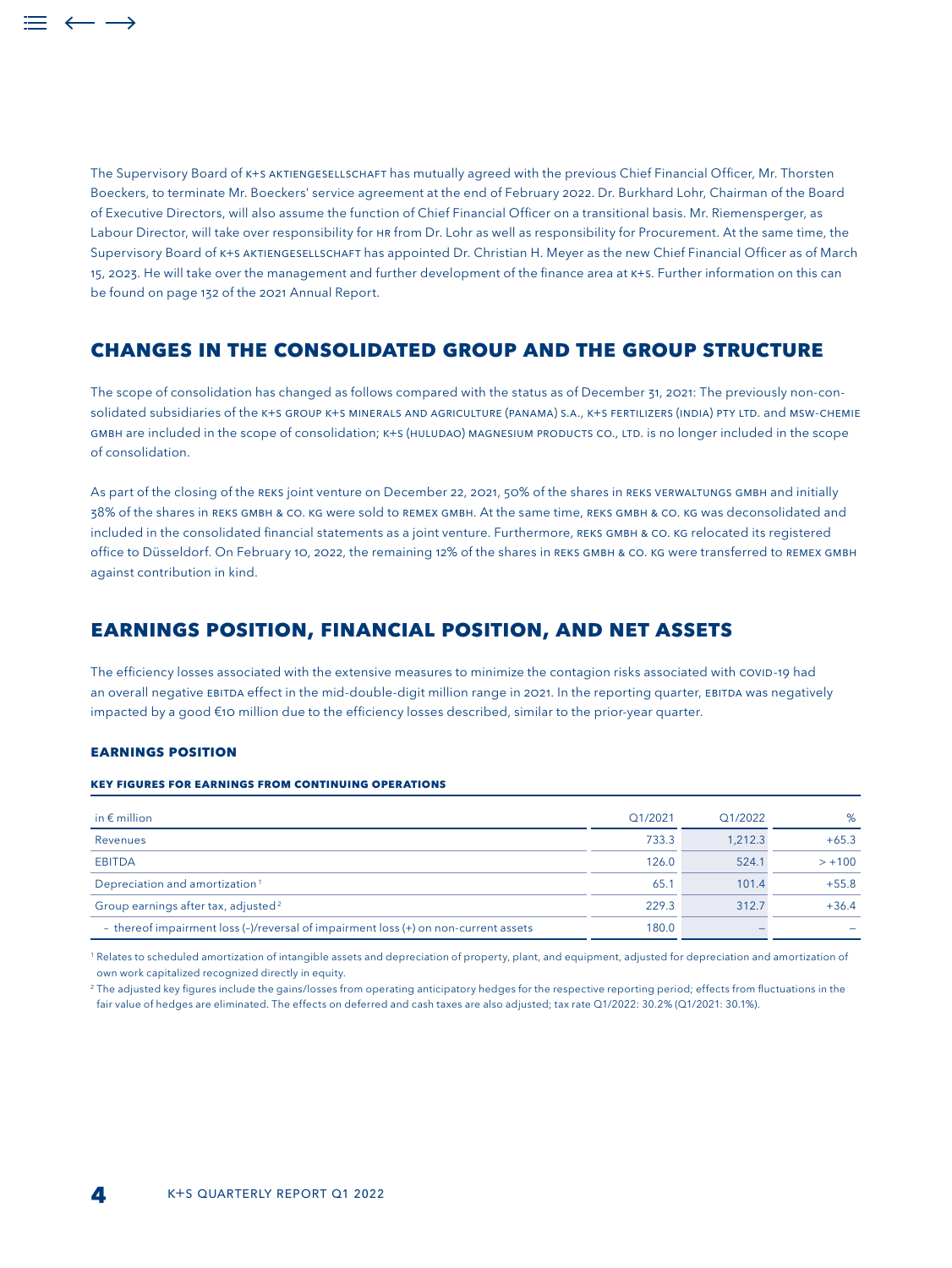The Supervisory Board of K+S AKTIENGESELLSCHAFT has mutually agreed with the previous Chief Financial Officer, Mr. Thorsten Boeckers, to terminate Mr. Boeckers' service agreement at the end of February 2022. Dr. Burkhard Lohr, Chairman of the Board of Executive Directors, will also assume the function of Chief Financial Officer on a transitional basis. Mr. Riemensperger, as Labour Director, will take over responsibility for HR from Dr. Lohr as well as responsibility for Procurement. At the same time, the Supervisory Board of K+S AKTIENGESELLSCHAFT has appointed Dr. Christian H. Meyer as the new Chief Financial Officer as of March 15, 2023. He will take over the management and further development of the finance area at K+S. Further information on this can be found on page 132 of the 2021 Annual Report.

## CHANGES IN THE CONSOLIDATED GROUP AND THE GROUP STRUCTURE

The scope of consolidation has changed as follows compared with the status as of December 31, 2021: The previously non-consolidated subsidiaries of the K+S GROUP K+S MINERALS AND AGRICULTURE (PANAMA) S.A., K+S FERTILIZERS (INDIA) PTY LTD. and MSW-CHEMIE GMBH are included in the scope of consolidation; K+S (HULUDAO) MAGNESIUM PRODUCTS CO., LTD. is no longer included in the scope of consolidation.

As part of the closing of the REKS joint venture on December 22, 2021, 50% of the shares in REKS VERWALTUNGS GMBH and initially 38% of the shares in REKS GMBH & CO. KG were sold to REMEX GMBH. At the same time, REKS GMBH & CO. KG was deconsolidated and included in the consolidated financial statements as a joint venture. Furthermore, REKS GMBH & CO. KG relocated its registered office to Düsseldorf. On February 10, 2022, the remaining 12% of the shares in REKS GMBH & CO. KG were transferred to REMEX GMBH against contribution in kind.

## EARNINGS POSITION, FINANCIAL POSITION, AND NET ASSETS

The efficiency losses associated with the extensive measures to minimize the contagion risks associated with COVID-19 had an overall negative EBITDA effect in the mid-double-digit million range in 2021. In the reporting quarter, EBITDA was negatively impacted by a good €10 million due to the efficiency losses described, similar to the prior-year quarter.

### EARNINGS POSITION

#### KEY FIGURES FOR EARNINGS FROM CONTINUING OPERATIONS

| in € million | Q1/2021 | Q1/2022 | % |
|---|---|---|---|
| Revenues | 733.3 | 1,212.3 | +65.3 |
| EBITDA | 126.0 | 524.1 | > +100 |
| Depreciation and amortization [1] | 65.1 | 101.4 | +55.8 |
| Group earnings after tax, adjusted [2] | 229.3 | 312.7 | +36.4 |
| – thereof impairment loss (-)/reversal of impairment loss (+) on non-current assets | 180.0 | – | – |

[1] Relates to scheduled amortization of intangible assets and depreciation of property, plant, and equipment, adjusted for depreciation and amortization of own work capitalized recognized directly in equity.

[2] The adjusted key figures include the gains/losses from operating anticipatory hedges for the respective reporting period; effects from fluctuations in the fair value of hedges are eliminated. The effects on deferred and cash taxes are also adjusted; tax rate Q1/2022: 30.2% (Q1/2021: 30.1%).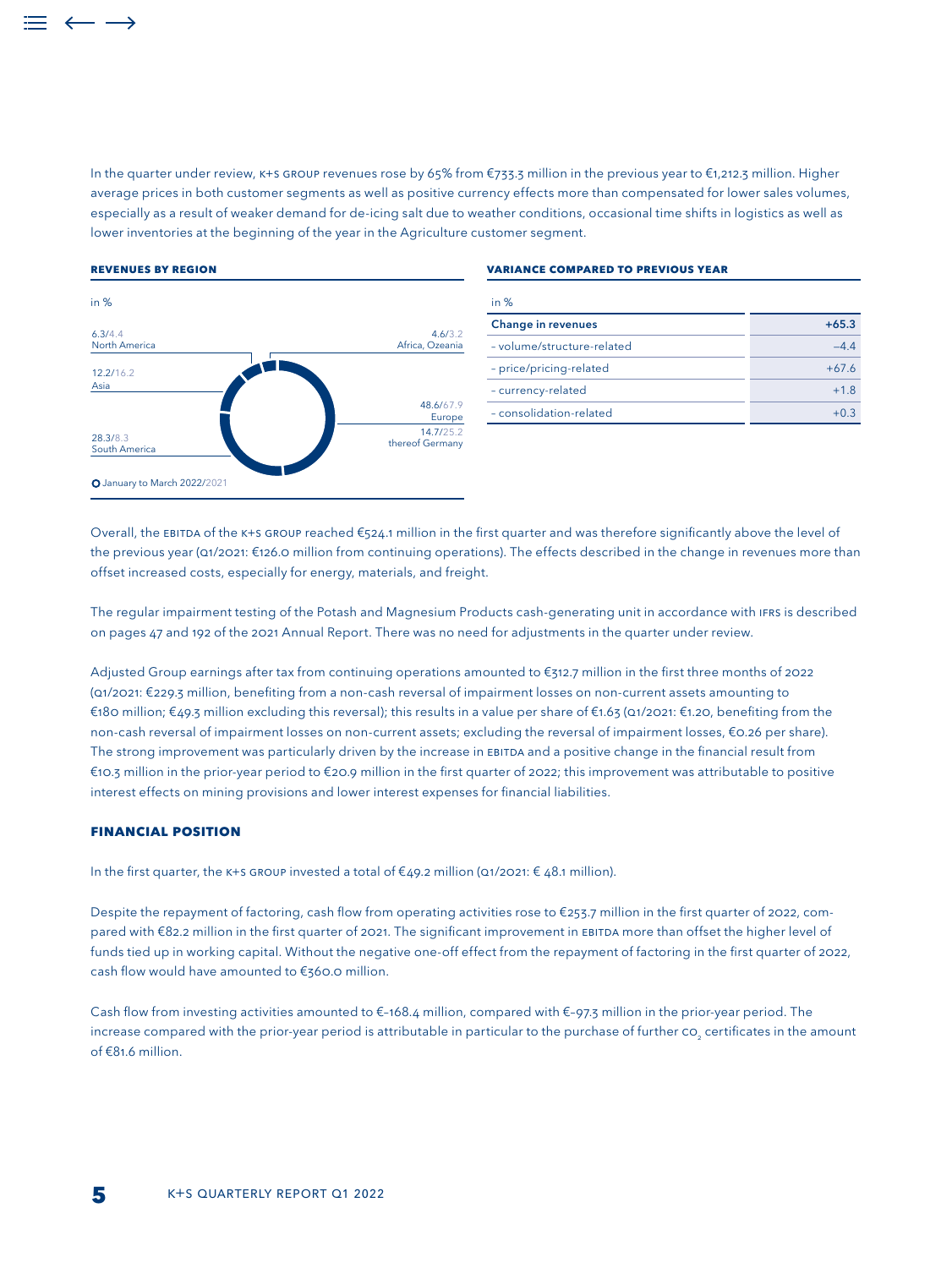In the quarter under review, K+S GROUP revenues rose by 65% from €733.3 million in the previous year to €1,212.3 million. Higher average prices in both customer segments as well as positive currency effects more than compensated for lower sales volumes, especially as a result of weaker demand for de-icing salt due to weather conditions, occasional time shifts in logistics as well as lower inventories at the beginning of the year in the Agriculture customer segment.

**REVENUES BY REGION**

in %

| Region | January to March 2022 | 2021 |
|---|---|---|
| North America | 6.3 | 4.4 |
| Africa, Ozeania | 4.6 | 3.2 |
| Asia | 12.2 | 16.2 |
| Europe | 48.6 | 67.9 |
| thereof Germany | 14.7 | 25.2 |
| South America | 28.3 | 8.3 |

**VARIANCE COMPARED TO PREVIOUS YEAR**

| in % | |
|---|---|
| **Change in revenues** | **+65.3** |
| – volume/structure-related | –4.4 |
| – price/pricing-related | +67.6 |
| – currency-related | +1.8 |
| – consolidation-related | +0.3 |

Overall, the EBITDA of the K+S GROUP reached €524.1 million in the first quarter and was therefore significantly above the level of the previous year (Q1/2021: €126.0 million from continuing operations). The effects described in the change in revenues more than offset increased costs, especially for energy, materials, and freight.

The regular impairment testing of the Potash and Magnesium Products cash-generating unit in accordance with IFRS is described on pages 47 and 192 of the 2021 Annual Report. There was no need for adjustments in the quarter under review.

Adjusted Group earnings after tax from continuing operations amounted to €312.7 million in the first three months of 2022 (Q1/2021: €229.3 million, benefiting from a non-cash reversal of impairment losses on non-current assets amounting to €180 million; €49.3 million excluding this reversal); this results in a value per share of €1.63 (Q1/2021: €1.20, benefiting from the non-cash reversal of impairment losses on non-current assets; excluding the reversal of impairment losses, €0.26 per share). The strong improvement was particularly driven by the increase in EBITDA and a positive change in the financial result from €10.3 million in the prior-year period to €20.9 million in the first quarter of 2022; this improvement was attributable to positive interest effects on mining provisions and lower interest expenses for financial liabilities.

## FINANCIAL POSITION

In the first quarter, the K+S GROUP invested a total of €49.2 million (Q1/2021: € 48.1 million).

Despite the repayment of factoring, cash flow from operating activities rose to €253.7 million in the first quarter of 2022, compared with €82.2 million in the first quarter of 2021. The significant improvement in EBITDA more than offset the higher level of funds tied up in working capital. Without the negative one-off effect from the repayment of factoring in the first quarter of 2022, cash flow would have amounted to €360.0 million.

Cash flow from investing activities amounted to €-168.4 million, compared with €–97.3 million in the prior-year period. The increase compared with the prior-year period is attributable in particular to the purchase of further $CO_2$ certificates in the amount of €81.6 million.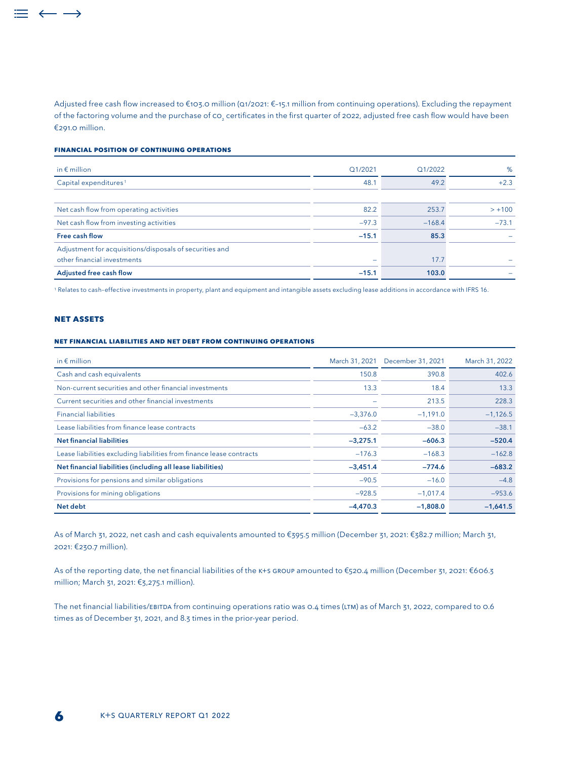Adjusted free cash flow increased to €103.0 million (Q1/2021: €–15.1 million from continuing operations). Excluding the repayment of the factoring volume and the purchase of $CO_2$ certificates in the first quarter of 2022, adjusted free cash flow would have been €291.0 million.

#### FINANCIAL POSITION OF CONTINUING OPERATIONS

| in € million | Q1/2021 | Q1/2022 | % |
|---|---|---|---|
| Capital expenditures[1] | 48.1 | 49.2 | +2.3 |
| | | | |
| Net cash flow from operating activities | 82.2 | 253.7 | > +100 |
| Net cash flow from investing activities | –97.3 | –168.4 | –73.1 |
| **Free cash flow** | **–15.1** | **85.3** | – |
| Adjustment for acquisitions/disposals of securities and other financial investments | – | 17.7 | – |
| **Adjusted free cash flow** | **–15.1** | **103.0** | – |

[1] Relates to cash-effective investments in property, plant and equipment and intangible assets excluding lease additions in accordance with IFRS 16.

### NET ASSETS

#### NET FINANCIAL LIABILITIES AND NET DEBT FROM CONTINUING OPERATIONS

| in € million | March 31, 2021 | December 31, 2021 | March 31, 2022 |
|---|---|---|---|
| Cash and cash equivalents | 150.8 | 390.8 | 402.6 |
| Non-current securities and other financial investments | 13.3 | 18.4 | 13.3 |
| Current securities and other financial investments | – | 213.5 | 228.3 |
| Financial liabilities | –3,376.0 | –1,191.0 | –1,126.5 |
| Lease liabilities from finance lease contracts | –63.2 | –38.0 | –38.1 |
| **Net financial liabilities** | **–3,275.1** | **–606.3** | **–520.4** |
| Lease liabilities excluding liabilities from finance lease contracts | –176.3 | –168.3 | –162.8 |
| **Net financial liabilities (including all lease liabilities)** | **–3,451.4** | **–774.6** | **–683.2** |
| Provisions for pensions and similar obligations | –90.5 | –16.0 | –4.8 |
| Provisions for mining obligations | –928.5 | –1,017.4 | –953.6 |
| **Net debt** | **–4,470.3** | **–1,808.0** | **–1,641.5** |

As of March 31, 2022, net cash and cash equivalents amounted to €395.5 million (December 31, 2021: €382.7 million; March 31, 2021: €230.7 million).

As of the reporting date, the net financial liabilities of the K+S GROUP amounted to €520.4 million (December 31, 2021: €606.3 million; March 31, 2021: €3,275.1 million).

The net financial liabilities/EBITDA from continuing operations ratio was 0.4 times (LTM) as of March 31, 2022, compared to 0.6 times as of December 31, 2021, and 8.3 times in the prior-year period.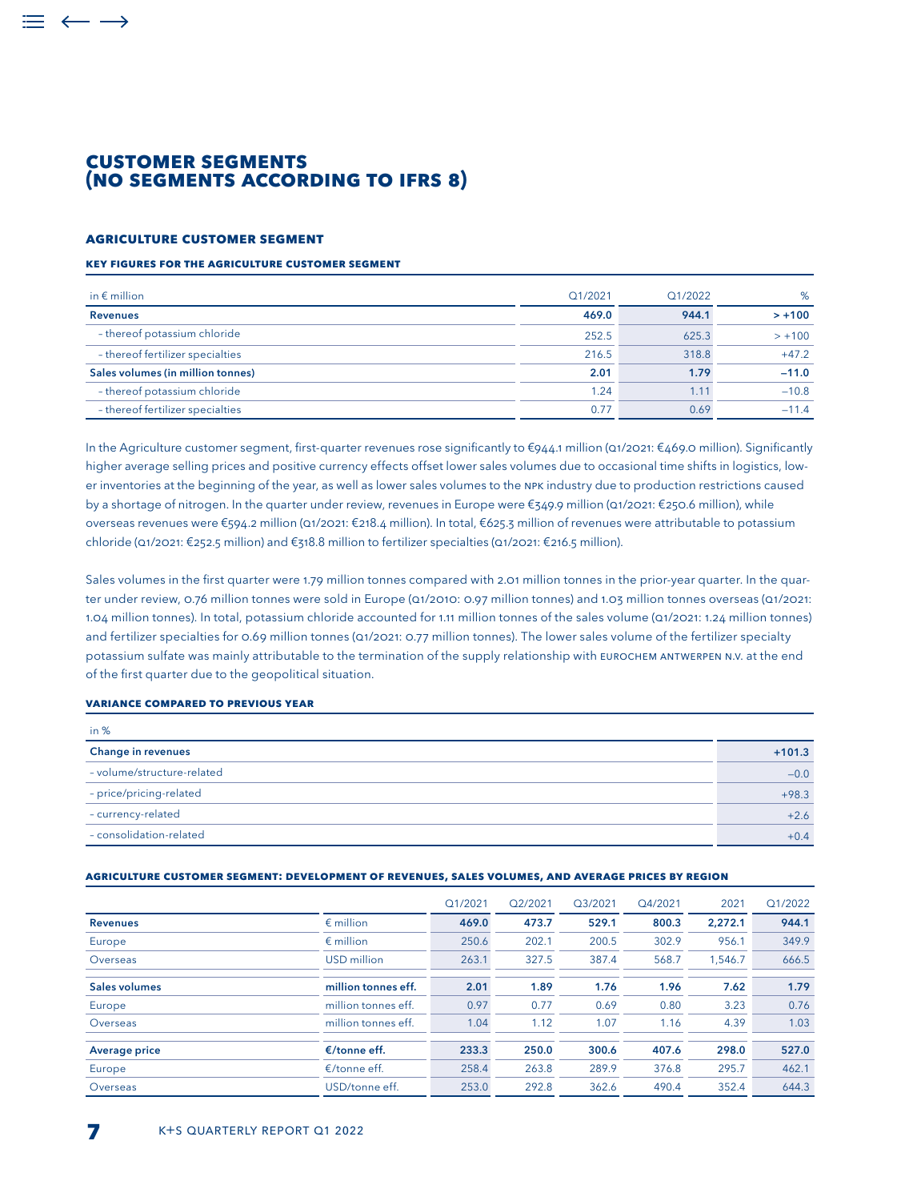# CUSTOMER SEGMENTS (NO SEGMENTS ACCORDING TO IFRS 8)

## AGRICULTURE CUSTOMER SEGMENT

### KEY FIGURES FOR THE AGRICULTURE CUSTOMER SEGMENT

| in € million | Q1/2021 | Q1/2022 | % |
|---|---|---|---|
| **Revenues** | **469.0** | **944.1** | **> +100** |
| – thereof potassium chloride | 252.5 | 625.3 | > +100 |
| – thereof fertilizer specialties | 216.5 | 318.8 | +47.2 |
| **Sales volumes (in million tonnes)** | **2.01** | **1.79** | **–11.0** |
| – thereof potassium chloride | 1.24 | 1.11 | –10.8 |
| – thereof fertilizer specialties | 0.77 | 0.69 | –11.4 |

In the Agriculture customer segment, first-quarter revenues rose significantly to €944.1 million (Q1/2021: €469.0 million). Significantly higher average selling prices and positive currency effects offset lower sales volumes due to occasional time shifts in logistics, lower inventories at the beginning of the year, as well as lower sales volumes to the NPK industry due to production restrictions caused by a shortage of nitrogen. In the quarter under review, revenues in Europe were €349.9 million (Q1/2021: €250.6 million), while overseas revenues were €594.2 million (Q1/2021: €218.4 million). In total, €625.3 million of revenues were attributable to potassium chloride (Q1/2021: €252.5 million) and €318.8 million to fertilizer specialties (Q1/2021: €216.5 million).

Sales volumes in the first quarter were 1.79 million tonnes compared with 2.01 million tonnes in the prior-year quarter. In the quarter under review, 0.76 million tonnes were sold in Europe (Q1/2010: 0.97 million tonnes) and 1.03 million tonnes overseas (Q1/2021: 1.04 million tonnes). In total, potassium chloride accounted for 1.11 million tonnes of the sales volume (Q1/2021: 1.24 million tonnes) and fertilizer specialties for 0.69 million tonnes (Q1/2021: 0.77 million tonnes). The lower sales volume of the fertilizer specialty potassium sulfate was mainly attributable to the termination of the supply relationship with EUROCHEM ANTWERPEN N.V. at the end of the first quarter due to the geopolitical situation.

### VARIANCE COMPARED TO PREVIOUS YEAR

| in % | |
|---|---|
| **Change in revenues** | **+101.3** |
| – volume/structure-related | –0.0 |
| – price/pricing-related | +98.3 |
| – currency-related | +2.6 |
| – consolidation-related | +0.4 |

### AGRICULTURE CUSTOMER SEGMENT: DEVELOPMENT OF REVENUES, SALES VOLUMES, AND AVERAGE PRICES BY REGION

| | | Q1/2021 | Q2/2021 | Q3/2021 | Q4/2021 | 2021 | Q1/2022 |
|---|---|---|---|---|---|---|---|
| **Revenues** | € million | **469.0** | **473.7** | **529.1** | **800.3** | **2,272.1** | **944.1** |
| Europe | € million | 250.6 | 202.1 | 200.5 | 302.9 | 956.1 | 349.9 |
| Overseas | USD million | 263.1 | 327.5 | 387.4 | 568.7 | 1,546.7 | 666.5 |
| **Sales volumes** | **million tonnes eff.** | **2.01** | **1.89** | **1.76** | **1.96** | **7.62** | **1.79** |
| Europe | million tonnes eff. | 0.97 | 0.77 | 0.69 | 0.80 | 3.23 | 0.76 |
| Overseas | million tonnes eff. | 1.04 | 1.12 | 1.07 | 1.16 | 4.39 | 1.03 |
| **Average price** | **€/tonne eff.** | **233.3** | **250.0** | **300.6** | **407.6** | **298.0** | **527.0** |
| Europe | €/tonne eff. | 258.4 | 263.8 | 289.9 | 376.8 | 295.7 | 462.1 |
| Overseas | USD/tonne eff. | 253.0 | 292.8 | 362.6 | 490.4 | 352.4 | 644.3 |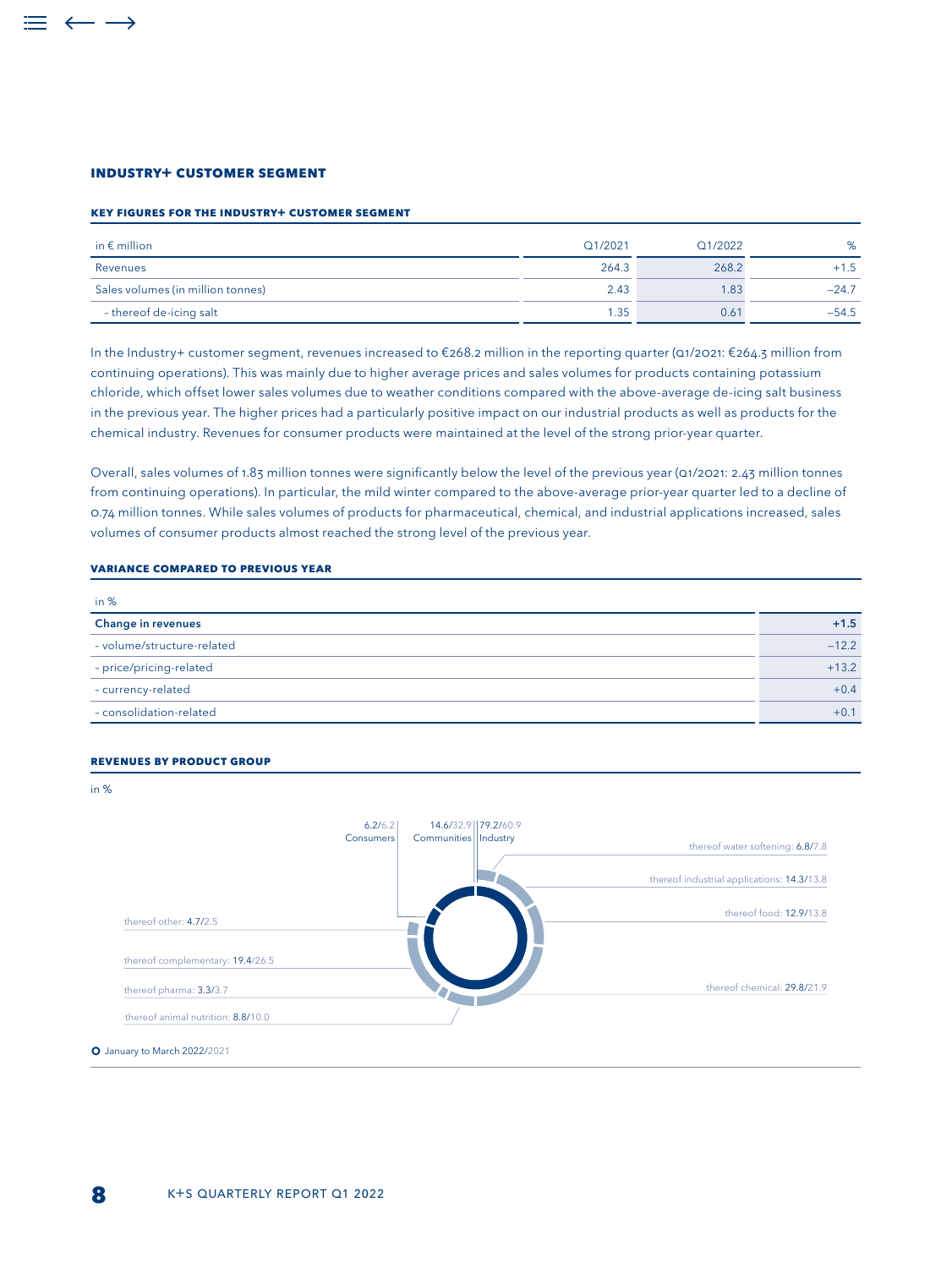## INDUSTRY+ CUSTOMER SEGMENT

### KEY FIGURES FOR THE INDUSTRY+ CUSTOMER SEGMENT

| in € million | Q1/2021 | Q1/2022 | % |
|---|---|---|---|
| Revenues | 264.3 | 268.2 | +1.5 |
| Sales volumes (in million tonnes) | 2.43 | 1.83 | –24.7 |
| – thereof de-icing salt | 1.35 | 0.61 | –54.5 |

In the Industry+ customer segment, revenues increased to €268.2 million in the reporting quarter (Q1/2021: €264.3 million from continuing operations). This was mainly due to higher average prices and sales volumes for products containing potassium chloride, which offset lower sales volumes due to weather conditions compared with the above-average de-icing salt business in the previous year. The higher prices had a particularly positive impact on our industrial products as well as products for the chemical industry. Revenues for consumer products were maintained at the level of the strong prior-year quarter.

Overall, sales volumes of 1.83 million tonnes were significantly below the level of the previous year (Q1/2021: 2.43 million tonnes from continuing operations). In particular, the mild winter compared to the above-average prior-year quarter led to a decline of 0.74 million tonnes. While sales volumes of products for pharmaceutical, chemical, and industrial applications increased, sales volumes of consumer products almost reached the strong level of the previous year.

### VARIANCE COMPARED TO PREVIOUS YEAR

| in % | |
|---|---|
| **Change in revenues** | **+1.5** |
| – volume/structure-related | –12.2 |
| – price/pricing-related | +13.2 |
| – currency-related | +0.4 |
| – consolidation-related | +0.1 |

### REVENUES BY PRODUCT GROUP

in %

| Product group | January to March 2022 | 2021 |
|---|---|---|
| Consumers | 6.2 | 6.2 |
| Communities | 14.6 | 32.9 |
| Industry | 79.2 | 60.9 |
| thereof water softening | 6.8 | 7.8 |
| thereof industrial applications | 14.3 | 13.8 |
| thereof food | 12.9 | 13.8 |
| thereof chemical | 29.8 | 21.9 |
| thereof animal nutrition | 8.8 | 10.0 |
| thereof pharma | 3.3 | 3.7 |
| thereof complementary | 19.4 | 26.5 |
| thereof other | 4.7 | 2.5 |

January to March 2022/2021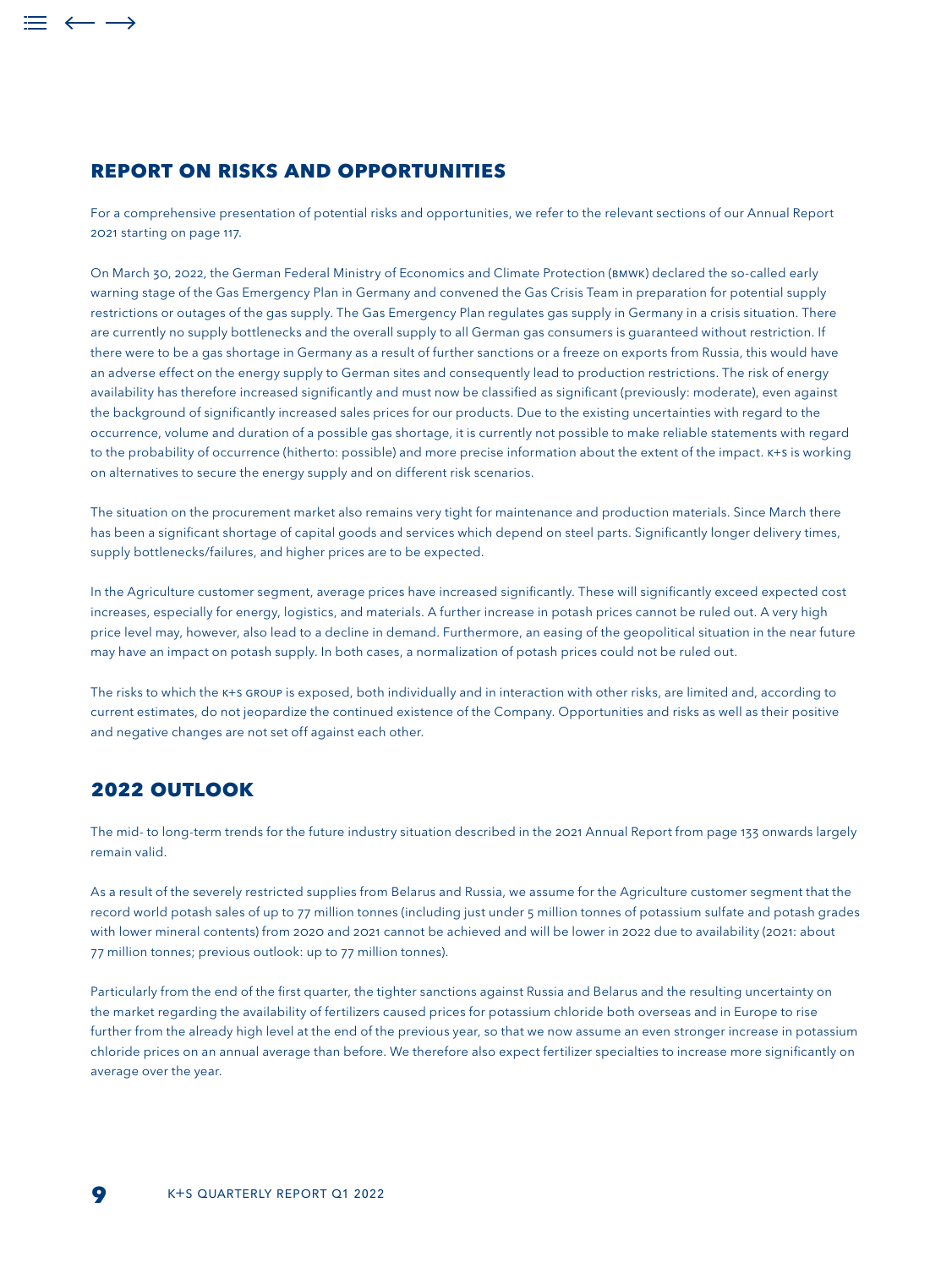## REPORT ON RISKS AND OPPORTUNITIES

For a comprehensive presentation of potential risks and opportunities, we refer to the relevant sections of our Annual Report 2021 starting on page 117.

On March 30, 2022, the German Federal Ministry of Economics and Climate Protection (BMWK) declared the so-called early warning stage of the Gas Emergency Plan in Germany and convened the Gas Crisis Team in preparation for potential supply restrictions or outages of the gas supply. The Gas Emergency Plan regulates gas supply in Germany in a crisis situation. There are currently no supply bottlenecks and the overall supply to all German gas consumers is guaranteed without restriction. If there were to be a gas shortage in Germany as a result of further sanctions or a freeze on exports from Russia, this would have an adverse effect on the energy supply to German sites and consequently lead to production restrictions. The risk of energy availability has therefore increased significantly and must now be classified as significant (previously: moderate), even against the background of significantly increased sales prices for our products. Due to the existing uncertainties with regard to the occurrence, volume and duration of a possible gas shortage, it is currently not possible to make reliable statements with regard to the probability of occurrence (hitherto: possible) and more precise information about the extent of the impact. K+S is working on alternatives to secure the energy supply and on different risk scenarios.

The situation on the procurement market also remains very tight for maintenance and production materials. Since March there has been a significant shortage of capital goods and services which depend on steel parts. Significantly longer delivery times, supply bottlenecks/failures, and higher prices are to be expected.

In the Agriculture customer segment, average prices have increased significantly. These will significantly exceed expected cost increases, especially for energy, logistics, and materials. A further increase in potash prices cannot be ruled out. A very high price level may, however, also lead to a decline in demand. Furthermore, an easing of the geopolitical situation in the near future may have an impact on potash supply. In both cases, a normalization of potash prices could not be ruled out.

The risks to which the K+S GROUP is exposed, both individually and in interaction with other risks, are limited and, according to current estimates, do not jeopardize the continued existence of the Company. Opportunities and risks as well as their positive and negative changes are not set off against each other.

## 2022 OUTLOOK

The mid- to long-term trends for the future industry situation described in the 2021 Annual Report from page 133 onwards largely remain valid.

As a result of the severely restricted supplies from Belarus and Russia, we assume for the Agriculture customer segment that the record world potash sales of up to 77 million tonnes (including just under 5 million tonnes of potassium sulfate and potash grades with lower mineral contents) from 2020 and 2021 cannot be achieved and will be lower in 2022 due to availability (2021: about 77 million tonnes; previous outlook: up to 77 million tonnes).

Particularly from the end of the first quarter, the tighter sanctions against Russia and Belarus and the resulting uncertainty on the market regarding the availability of fertilizers caused prices for potassium chloride both overseas and in Europe to rise further from the already high level at the end of the previous year, so that we now assume an even stronger increase in potassium chloride prices on an annual average than before. We therefore also expect fertilizer specialties to increase more significantly on average over the year.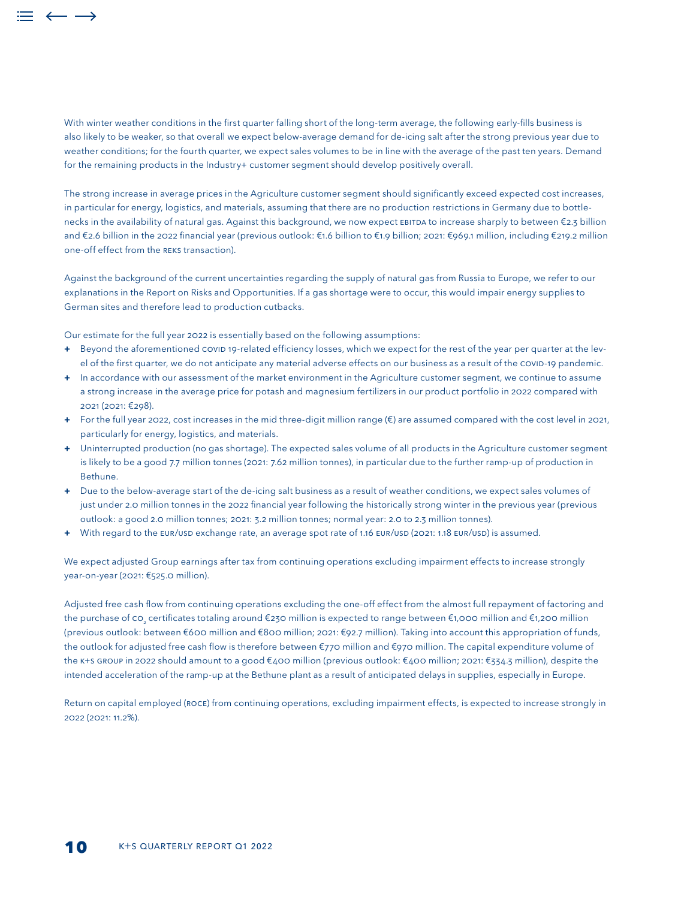With winter weather conditions in the first quarter falling short of the long-term average, the following early-fills business is also likely to be weaker, so that overall we expect below-average demand for de-icing salt after the strong previous year due to weather conditions; for the fourth quarter, we expect sales volumes to be in line with the average of the past ten years. Demand for the remaining products in the Industry+ customer segment should develop positively overall.

The strong increase in average prices in the Agriculture customer segment should significantly exceed expected cost increases, in particular for energy, logistics, and materials, assuming that there are no production restrictions in Germany due to bottlenecks in the availability of natural gas. Against this background, we now expect EBITDA to increase sharply to between €2.3 billion and €2.6 billion in the 2022 financial year (previous outlook: €1.6 billion to €1.9 billion; 2021: €969.1 million, including €219.2 million one-off effect from the REKS transaction).

Against the background of the current uncertainties regarding the supply of natural gas from Russia to Europe, we refer to our explanations in the Report on Risks and Opportunities. If a gas shortage were to occur, this would impair energy supplies to German sites and therefore lead to production cutbacks.

Our estimate for the full year 2022 is essentially based on the following assumptions:

+ Beyond the aforementioned COVID 19-related efficiency losses, which we expect for the rest of the year per quarter at the level of the first quarter, we do not anticipate any material adverse effects on our business as a result of the COVID-19 pandemic.
+ In accordance with our assessment of the market environment in the Agriculture customer segment, we continue to assume a strong increase in the average price for potash and magnesium fertilizers in our product portfolio in 2022 compared with 2021 (2021: €298).
+ For the full year 2022, cost increases in the mid three-digit million range (€) are assumed compared with the cost level in 2021, particularly for energy, logistics, and materials.
+ Uninterrupted production (no gas shortage). The expected sales volume of all products in the Agriculture customer segment is likely to be a good 7.7 million tonnes (2021: 7.62 million tonnes), in particular due to the further ramp-up of production in Bethune.
+ Due to the below-average start of the de-icing salt business as a result of weather conditions, we expect sales volumes of just under 2.0 million tonnes in the 2022 financial year following the historically strong winter in the previous year (previous outlook: a good 2.0 million tonnes; 2021: 3.2 million tonnes; normal year: 2.0 to 2.3 million tonnes).
+ With regard to the EUR/USD exchange rate, an average spot rate of 1.16 EUR/USD (2021: 1.18 EUR/USD) is assumed.

We expect adjusted Group earnings after tax from continuing operations excluding impairment effects to increase strongly year-on-year (2021: €525.0 million).

Adjusted free cash flow from continuing operations excluding the one-off effect from the almost full repayment of factoring and the purchase of $CO_2$ certificates totaling around €230 million is expected to range between €1,000 million and €1,200 million (previous outlook: between €600 million and €800 million; 2021: €92.7 million). Taking into account this appropriation of funds, the outlook for adjusted free cash flow is therefore between €770 million and €970 million. The capital expenditure volume of the K+S GROUP in 2022 should amount to a good €400 million (previous outlook: €400 million; 2021: €334.3 million), despite the intended acceleration of the ramp-up at the Bethune plant as a result of anticipated delays in supplies, especially in Europe.

Return on capital employed (ROCE) from continuing operations, excluding impairment effects, is expected to increase strongly in 2022 (2021: 11.2%).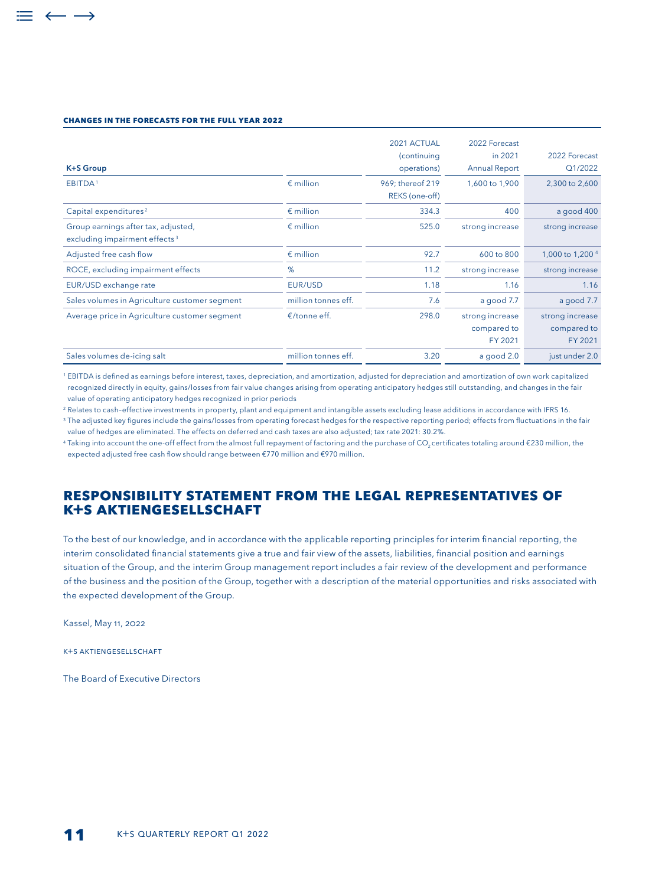**CHANGES IN THE FORECASTS FOR THE FULL YEAR 2022**

| K+S Group | | 2021 ACTUAL (continuing operations) | 2022 Forecast in 2021 Annual Report | 2022 Forecast Q1/2022 |
|---|---|---|---|---|
| EBITDA[1] | € million | 969; thereof 219 REKS (one-off) | 1,600 to 1,900 | 2,300 to 2,600 |
| Capital expenditures[2] | € million | 334.3 | 400 | a good 400 |
| Group earnings after tax, adjusted, excluding impairment effects[3] | € million | 525.0 | strong increase | strong increase |
| Adjusted free cash flow | € million | 92.7 | 600 to 800 | 1,000 to 1,200[4] |
| ROCE, excluding impairment effects | % | 11.2 | strong increase | strong increase |
| EUR/USD exchange rate | EUR/USD | 1.18 | 1.16 | 1.16 |
| Sales volumes in Agriculture customer segment | million tonnes eff. | 7.6 | a good 7.7 | a good 7.7 |
| Average price in Agriculture customer segment | €/tonne eff. | 298.0 | strong increase compared to FY 2021 | strong increase compared to FY 2021 |
| Sales volumes de-icing salt | million tonnes eff. | 3.20 | a good 2.0 | just under 2.0 |

[1] EBITDA is defined as earnings before interest, taxes, depreciation, and amortization, adjusted for depreciation and amortization of own work capitalized recognized directly in equity, gains/losses from fair value changes arising from operating anticipatory hedges still outstanding, and changes in the fair value of operating anticipatory hedges recognized in prior periods

[2] Relates to cash-effective investments in property, plant and equipment and intangible assets excluding lease additions in accordance with IFRS 16.

[3] The adjusted key figures include the gains/losses from operating forecast hedges for the respective reporting period; effects from fluctuations in the fair value of hedges are eliminated. The effects on deferred and cash taxes are also adjusted; tax rate 2021: 30.2%.

[4] Taking into account the one-off effect from the almost full repayment of factoring and the purchase of $CO_2$ certificates totaling around €230 million, the expected adjusted free cash flow should range between €770 million and €970 million.

## RESPONSIBILITY STATEMENT FROM THE LEGAL REPRESENTATIVES OF K+S AKTIENGESELLSCHAFT

To the best of our knowledge, and in accordance with the applicable reporting principles for interim financial reporting, the interim consolidated financial statements give a true and fair view of the assets, liabilities, financial position and earnings situation of the Group, and the interim Group management report includes a fair review of the development and performance of the business and the position of the Group, together with a description of the material opportunities and risks associated with the expected development of the Group.

Kassel, May 11, 2022

K+S AKTIENGESELLSCHAFT

The Board of Executive Directors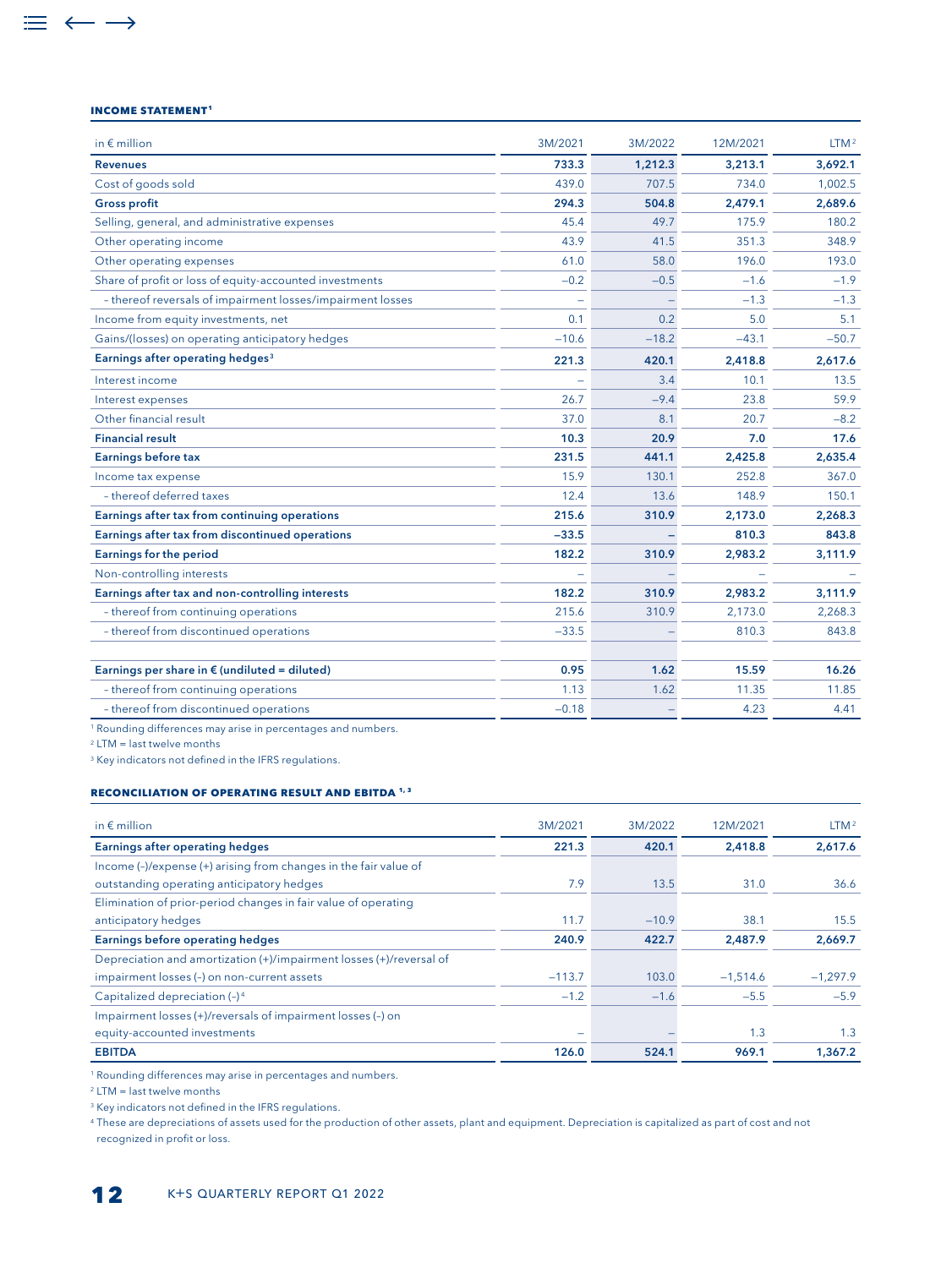### INCOME STATEMENT[1]

| in € million | 3M/2021 | 3M/2022 | 12M/2021 | LTM[2] |
|---|---|---|---|---|
| **Revenues** | **733.3** | **1,212.3** | **3,213.1** | **3,692.1** |
| Cost of goods sold | 439.0 | 707.5 | 734.0 | 1,002.5 |
| **Gross profit** | **294.3** | **504.8** | **2,479.1** | **2,689.6** |
| Selling, general, and administrative expenses | 45.4 | 49.7 | 175.9 | 180.2 |
| Other operating income | 43.9 | 41.5 | 351.3 | 348.9 |
| Other operating expenses | 61.0 | 58.0 | 196.0 | 193.0 |
| Share of profit or loss of equity-accounted investments | −0.2 | −0.5 | −1.6 | −1.9 |
| – thereof reversals of impairment losses/impairment losses | – | – | −1.3 | −1.3 |
| Income from equity investments, net | 0.1 | 0.2 | 5.0 | 5.1 |
| Gains/(losses) on operating anticipatory hedges | −10.6 | −18.2 | −43.1 | −50.7 |
| **Earnings after operating hedges[3]** | **221.3** | **420.1** | **2,418.8** | **2,617.6** |
| Interest income | – | 3.4 | 10.1 | 13.5 |
| Interest expenses | 26.7 | −9.4 | 23.8 | 59.9 |
| Other financial result | 37.0 | 8.1 | 20.7 | −8.2 |
| **Financial result** | **10.3** | **20.9** | **7.0** | **17.6** |
| **Earnings before tax** | **231.5** | **441.1** | **2,425.8** | **2,635.4** |
| Income tax expense | 15.9 | 130.1 | 252.8 | 367.0 |
| – thereof deferred taxes | 12.4 | 13.6 | 148.9 | 150.1 |
| **Earnings after tax from continuing operations** | **215.6** | **310.9** | **2,173.0** | **2,268.3** |
| **Earnings after tax from discontinued operations** | **−33.5** | **–** | **810.3** | **843.8** |
| **Earnings for the period** | **182.2** | **310.9** | **2,983.2** | **3,111.9** |
| Non-controlling interests | – | – | – | – |
| **Earnings after tax and non-controlling interests** | **182.2** | **310.9** | **2,983.2** | **3,111.9** |
| – thereof from continuing operations | 215.6 | 310.9 | 2,173.0 | 2,268.3 |
| – thereof from discontinued operations | −33.5 | – | 810.3 | 843.8 |
| | | | | |
| **Earnings per share in € (undiluted = diluted)** | **0.95** | **1.62** | **15.59** | **16.26** |
| – thereof from continuing operations | 1.13 | 1.62 | 11.35 | 11.85 |
| – thereof from discontinued operations | −0.18 | – | 4.23 | 4.41 |

[1] Rounding differences may arise in percentages and numbers.
[2] LTM = last twelve months
[3] Key indicators not defined in the IFRS regulations.

### RECONCILIATION OF OPERATING RESULT AND EBITDA[1, 3]

| in € million | 3M/2021 | 3M/2022 | 12M/2021 | LTM[2] |
|---|---|---|---|---|
| **Earnings after operating hedges** | **221.3** | **420.1** | **2,418.8** | **2,617.6** |
| Income (–)/expense (+) arising from changes in the fair value of outstanding operating anticipatory hedges | 7.9 | 13.5 | 31.0 | 36.6 |
| Elimination of prior-period changes in fair value of operating anticipatory hedges | 11.7 | −10.9 | 38.1 | 15.5 |
| **Earnings before operating hedges** | **240.9** | **422.7** | **2,487.9** | **2,669.7** |
| Depreciation and amortization (+)/impairment losses (+)/reversal of impairment losses (–) on non-current assets | −113.7 | 103.0 | −1,514.6 | −1,297.9 |
| Capitalized depreciation (–)[4] | −1.2 | −1.6 | −5.5 | −5.9 |
| Impairment losses (+)/reversals of impairment losses (–) on equity-accounted investments | – | – | 1.3 | 1.3 |
| **EBITDA** | **126.0** | **524.1** | **969.1** | **1,367.2** |

[1] Rounding differences may arise in percentages and numbers.
[2] LTM = last twelve months
[3] Key indicators not defined in the IFRS regulations.
[4] These are depreciations of assets used for the production of other assets, plant and equipment. Depreciation is capitalized as part of cost and not recognized in profit or loss.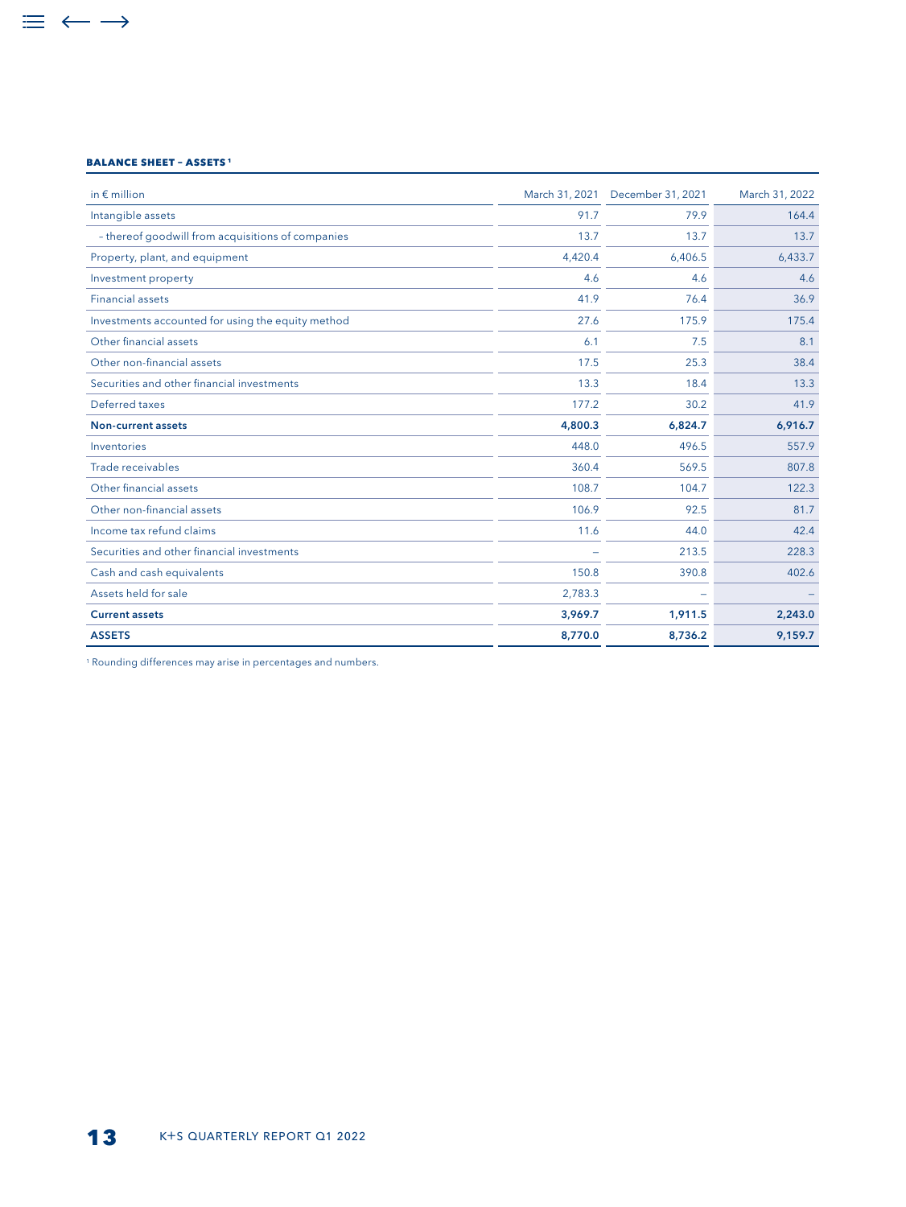#### BALANCE SHEET – ASSETS[1]

| in € million | March 31, 2021 | December 31, 2021 | March 31, 2022 |
|---|---|---|---|
| Intangible assets | 91.7 | 79.9 | 164.4 |
| – thereof goodwill from acquisitions of companies | 13.7 | 13.7 | 13.7 |
| Property, plant, and equipment | 4,420.4 | 6,406.5 | 6,433.7 |
| Investment property | 4.6 | 4.6 | 4.6 |
| Financial assets | 41.9 | 76.4 | 36.9 |
| Investments accounted for using the equity method | 27.6 | 175.9 | 175.4 |
| Other financial assets | 6.1 | 7.5 | 8.1 |
| Other non-financial assets | 17.5 | 25.3 | 38.4 |
| Securities and other financial investments | 13.3 | 18.4 | 13.3 |
| Deferred taxes | 177.2 | 30.2 | 41.9 |
| **Non-current assets** | **4,800.3** | **6,824.7** | **6,916.7** |
| Inventories | 448.0 | 496.5 | 557.9 |
| Trade receivables | 360.4 | 569.5 | 807.8 |
| Other financial assets | 108.7 | 104.7 | 122.3 |
| Other non-financial assets | 106.9 | 92.5 | 81.7 |
| Income tax refund claims | 11.6 | 44.0 | 42.4 |
| Securities and other financial investments | – | 213.5 | 228.3 |
| Cash and cash equivalents | 150.8 | 390.8 | 402.6 |
| Assets held for sale | 2,783.3 | – | – |
| **Current assets** | **3,969.7** | **1,911.5** | **2,243.0** |
| **ASSETS** | **8,770.0** | **8,736.2** | **9,159.7** |

[1] Rounding differences may arise in percentages and numbers.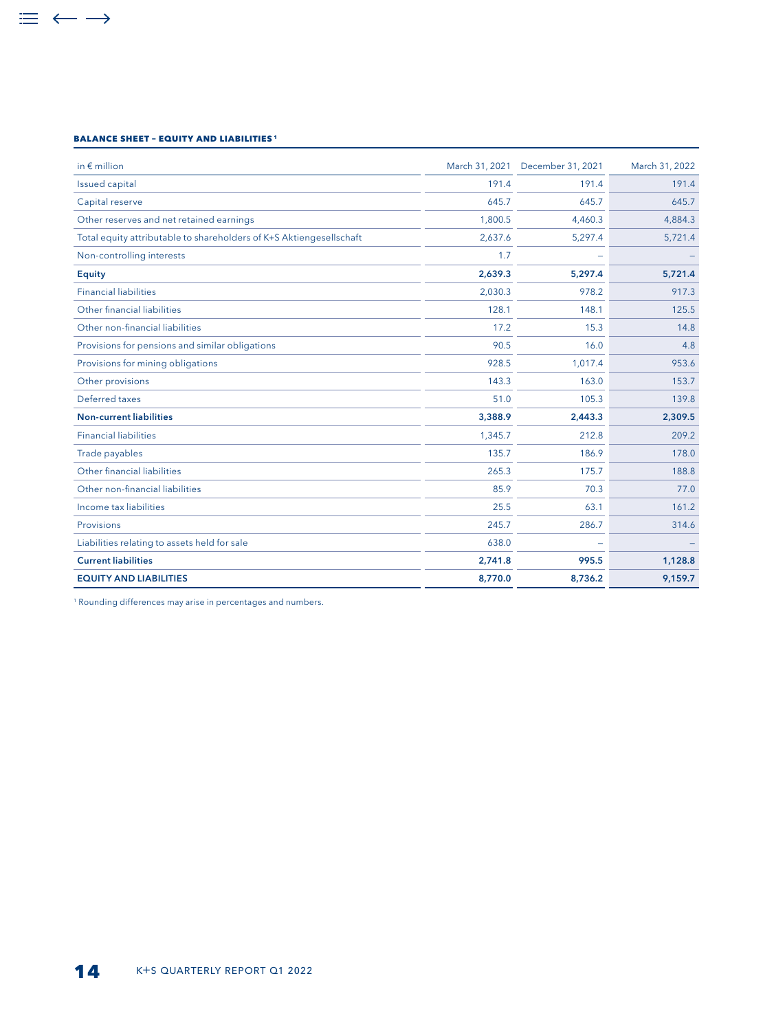**BALANCE SHEET – EQUITY AND LIABILITIES [1]**

| in € million | March 31, 2021 | December 31, 2021 | March 31, 2022 |
|---|---|---|---|
| Issued capital | 191.4 | 191.4 | 191.4 |
| Capital reserve | 645.7 | 645.7 | 645.7 |
| Other reserves and net retained earnings | 1,800.5 | 4,460.3 | 4,884.3 |
| Total equity attributable to shareholders of K+S Aktiengesellschaft | 2,637.6 | 5,297.4 | 5,721.4 |
| Non-controlling interests | 1.7 | – | – |
| **Equity** | **2,639.3** | **5,297.4** | **5,721.4** |
| Financial liabilities | 2,030.3 | 978.2 | 917.3 |
| Other financial liabilities | 128.1 | 148.1 | 125.5 |
| Other non-financial liabilities | 17.2 | 15.3 | 14.8 |
| Provisions for pensions and similar obligations | 90.5 | 16.0 | 4.8 |
| Provisions for mining obligations | 928.5 | 1,017.4 | 953.6 |
| Other provisions | 143.3 | 163.0 | 153.7 |
| Deferred taxes | 51.0 | 105.3 | 139.8 |
| **Non-current liabilities** | **3,388.9** | **2,443.3** | **2,309.5** |
| Financial liabilities | 1,345.7 | 212.8 | 209.2 |
| Trade payables | 135.7 | 186.9 | 178.0 |
| Other financial liabilities | 265.3 | 175.7 | 188.8 |
| Other non-financial liabilities | 85.9 | 70.3 | 77.0 |
| Income tax liabilities | 25.5 | 63.1 | 161.2 |
| Provisions | 245.7 | 286.7 | 314.6 |
| Liabilities relating to assets held for sale | 638.0 | – | – |
| **Current liabilities** | **2,741.8** | **995.5** | **1,128.8** |
| **EQUITY AND LIABILITIES** | **8,770.0** | **8,736.2** | **9,159.7** |

[1] Rounding differences may arise in percentages and numbers.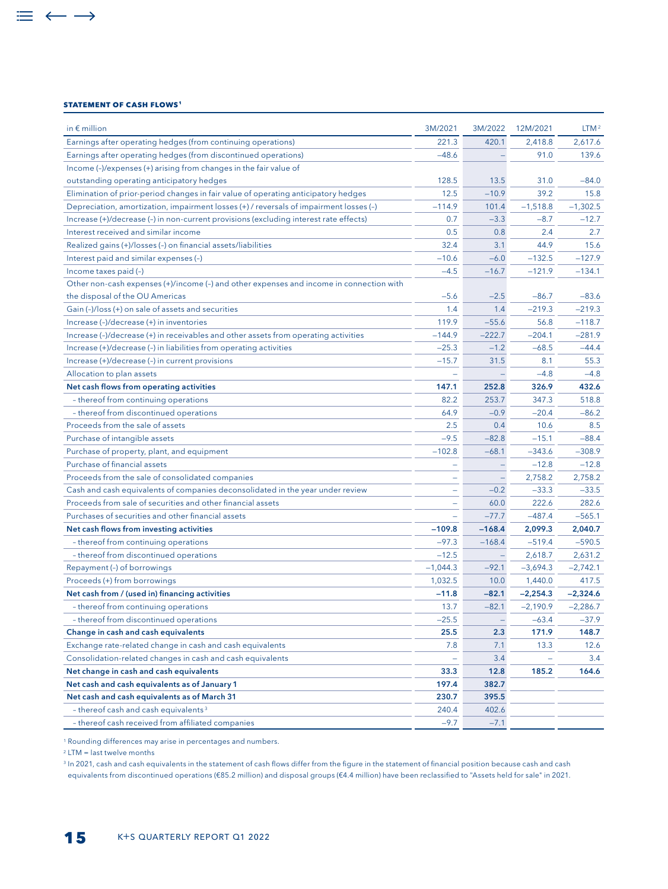**STATEMENT OF CASH FLOWS[1]**

| in € million | 3M/2021 | 3M/2022 | 12M/2021 | LTM[2] |
|---|---|---|---|---|
| Earnings after operating hedges (from continuing operations) | 221.3 | 420.1 | 2,418.8 | 2,617.6 |
| Earnings after operating hedges (from discontinued operations) | –48.6 | – | 91.0 | 139.6 |
| Income (–)/expenses (+) arising from changes in the fair value of outstanding operating anticipatory hedges | 128.5 | 13.5 | 31.0 | –84.0 |
| Elimination of prior-period changes in fair value of operating anticipatory hedges | 12.5 | –10.9 | 39.2 | 15.8 |
| Depreciation, amortization, impairment losses (+) / reversals of impairment losses (–) | –114.9 | 101.4 | –1,518.8 | –1,302.5 |
| Increase (+)/decrease (–) in non-current provisions (excluding interest rate effects) | 0.7 | –3.3 | –8.7 | –12.7 |
| Interest received and similar income | 0.5 | 0.8 | 2.4 | 2.7 |
| Realized gains (+)/losses (–) on financial assets/liabilities | 32.4 | 3.1 | 44.9 | 15.6 |
| Interest paid and similar expenses (–) | –10.6 | –6.0 | –132.5 | –127.9 |
| Income taxes paid (–) | –4.5 | –16.7 | –121.9 | –134.1 |
| Other non-cash expenses (+)/income (–) and other expenses and income in connection with the disposal of the OU Americas | –5.6 | –2.5 | –86.7 | –83.6 |
| Gain (–)/loss (+) on sale of assets and securities | 1.4 | 1.4 | –219.3 | –219.3 |
| Increase (–)/decrease (+) in inventories | 119.9 | –55.6 | 56.8 | –118.7 |
| Increase (–)/decrease (+) in receivables and other assets from operating activities | –144.9 | –222.7 | –204.1 | –281.9 |
| Increase (+)/decrease (–) in liabilities from operating activities | –25.3 | –1.2 | –68.5 | –44.4 |
| Increase (+)/decrease (–) in current provisions | –15.7 | 31.5 | 8.1 | 55.3 |
| Allocation to plan assets | – | – | –4.8 | –4.8 |
| **Net cash flows from operating activities** | **147.1** | **252.8** | **326.9** | **432.6** |
| – thereof from continuing operations | 82.2 | 253.7 | 347.3 | 518.8 |
| – thereof from discontinued operations | 64.9 | –0.9 | –20.4 | –86.2 |
| Proceeds from the sale of assets | 2.5 | 0.4 | 10.6 | 8.5 |
| Purchase of intangible assets | –9.5 | –82.8 | –15.1 | –88.4 |
| Purchase of property, plant, and equipment | –102.8 | –68.1 | –343.6 | –308.9 |
| Purchase of financial assets | – | – | –12.8 | –12.8 |
| Proceeds from the sale of consolidated companies | – | – | 2,758.2 | 2,758.2 |
| Cash and cash equivalents of companies deconsolidated in the year under review | – | –0.2 | –33.3 | –33.5 |
| Proceeds from sale of securities and other financial assets | – | 60.0 | 222.6 | 282.6 |
| Purchases of securities and other financial assets | – | –77.7 | –487.4 | –565.1 |
| **Net cash flows from investing activities** | **–109.8** | **–168.4** | **2,099.3** | **2,040.7** |
| – thereof from continuing operations | –97.3 | –168.4 | –519.4 | –590.5 |
| – thereof from discontinued operations | –12.5 | – | 2,618.7 | 2,631.2 |
| Repayment (–) of borrowings | –1,044.3 | –92.1 | –3,694.3 | –2,742.1 |
| Proceeds (+) from borrowings | 1,032.5 | 10.0 | 1,440.0 | 417.5 |
| **Net cash from / (used in) financing activities** | **–11.8** | **–82.1** | **–2,254.3** | **–2,324.6** |
| – thereof from continuing operations | 13.7 | –82.1 | –2,190.9 | –2,286.7 |
| – thereof from discontinued operations | –25.5 | – | –63.4 | –37.9 |
| **Change in cash and cash equivalents** | **25.5** | **2.3** | **171.9** | **148.7** |
| Exchange rate-related change in cash and cash equivalents | 7.8 | 7.1 | 13.3 | 12.6 |
| Consolidation-related changes in cash and cash equivalents | – | 3.4 | – | 3.4 |
| **Net change in cash and cash equivalents** | **33.3** | **12.8** | **185.2** | **164.6** |
| **Net cash and cash equivalents as of January 1** | **197.4** | **382.7** | | |
| **Net cash and cash equivalents as of March 31** | **230.7** | **395.5** | | |
| – thereof cash and cash equivalents[3] | 240.4 | 402.6 | | |
| – thereof cash received from affiliated companies | –9.7 | –7.1 | | |

[1] Rounding differences may arise in percentages and numbers.

[2] LTM = last twelve months

[3] In 2021, cash and cash equivalents in the statement of cash flows differ from the figure in the statement of financial position because cash and cash equivalents from discontinued operations (€85.2 million) and disposal groups (€4.4 million) have been reclassified to "Assets held for sale" in 2021.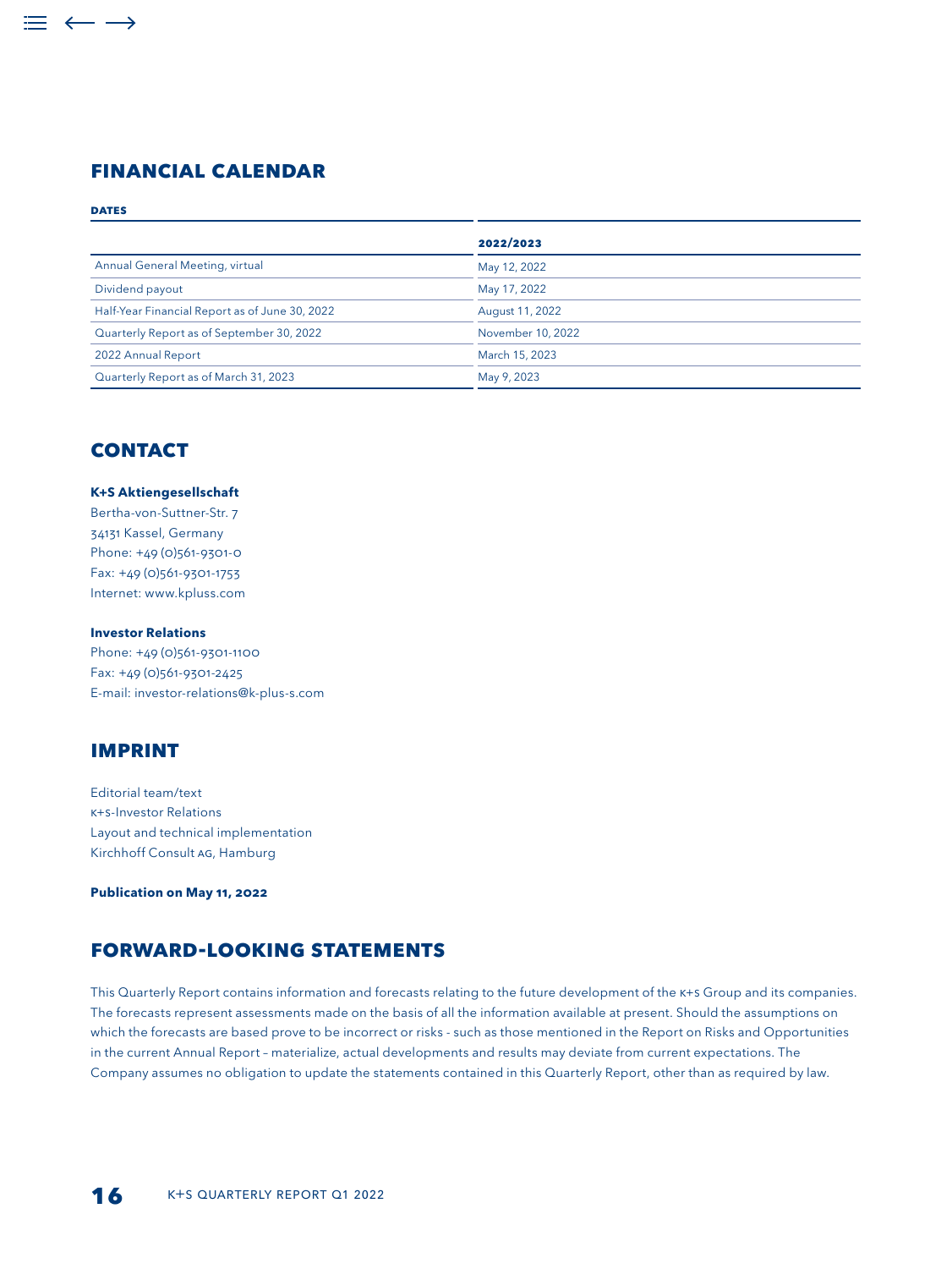## FINANCIAL CALENDAR

**DATES**

| | 2022/2023 |
|---|---|
| Annual General Meeting, virtual | May 12, 2022 |
| Dividend payout | May 17, 2022 |
| Half-Year Financial Report as of June 30, 2022 | August 11, 2022 |
| Quarterly Report as of September 30, 2022 | November 10, 2022 |
| 2022 Annual Report | March 15, 2023 |
| Quarterly Report as of March 31, 2023 | May 9, 2023 |

## CONTACT

**K+S Aktiengesellschaft**
Bertha-von-Suttner-Str. 7
34131 Kassel, Germany
Phone: +49 (0)561-9301-0
Fax: +49 (0)561-9301-1753
Internet: www.kpluss.com

**Investor Relations**
Phone: +49 (0)561-9301-1100
Fax: +49 (0)561-9301-2425
E-mail: investor-relations@k-plus-s.com

## IMPRINT

Editorial team/text
K+S-Investor Relations
Layout and technical implementation
Kirchhoff Consult AG, Hamburg

**Publication on May 11, 2022**

## FORWARD-LOOKING STATEMENTS

This Quarterly Report contains information and forecasts relating to the future development of the K+S Group and its companies. The forecasts represent assessments made on the basis of all the information available at present. Should the assumptions on which the forecasts are based prove to be incorrect or risks - such as those mentioned in the Report on Risks and Opportunities in the current Annual Report – materialize, actual developments and results may deviate from current expectations. The Company assumes no obligation to update the statements contained in this Quarterly Report, other than as required by law.